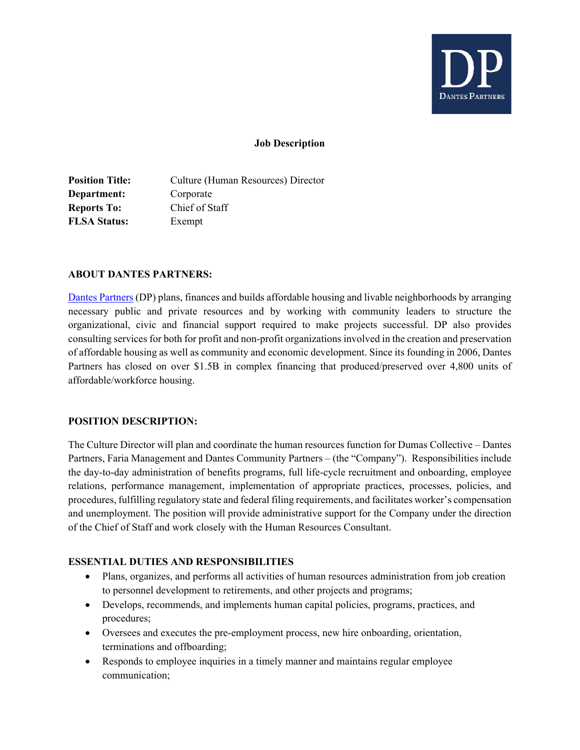DP
Dantes Partners

# Job Description

**Position Title:** Culture (Human Resources) Director
**Department:** Corporate
**Reports To:** Chief of Staff
**FLSA Status:** Exempt

## ABOUT DANTES PARTNERS:

Dantes Partners (DP) plans, finances and builds affordable housing and livable neighborhoods by arranging necessary public and private resources and by working with community leaders to structure the organizational, civic and financial support required to make projects successful. DP also provides consulting services for both for profit and non-profit organizations involved in the creation and preservation of affordable housing as well as community and economic development. Since its founding in 2006, Dantes Partners has closed on over $1.5B in complex financing that produced/preserved over 4,800 units of affordable/workforce housing.

## POSITION DESCRIPTION:

The Culture Director will plan and coordinate the human resources function for Dumas Collective – Dantes Partners, Faria Management and Dantes Community Partners – (the "Company"). Responsibilities include the day-to-day administration of benefits programs, full life-cycle recruitment and onboarding, employee relations, performance management, implementation of appropriate practices, processes, policies, and procedures, fulfilling regulatory state and federal filing requirements, and facilitates worker's compensation and unemployment. The position will provide administrative support for the Company under the direction of the Chief of Staff and work closely with the Human Resources Consultant.

## ESSENTIAL DUTIES AND RESPONSIBILITIES

- Plans, organizes, and performs all activities of human resources administration from job creation to personnel development to retirements, and other projects and programs;
- Develops, recommends, and implements human capital policies, programs, practices, and procedures;
- Oversees and executes the pre-employment process, new hire onboarding, orientation, terminations and offboarding;
- Responds to employee inquiries in a timely manner and maintains regular employee communication;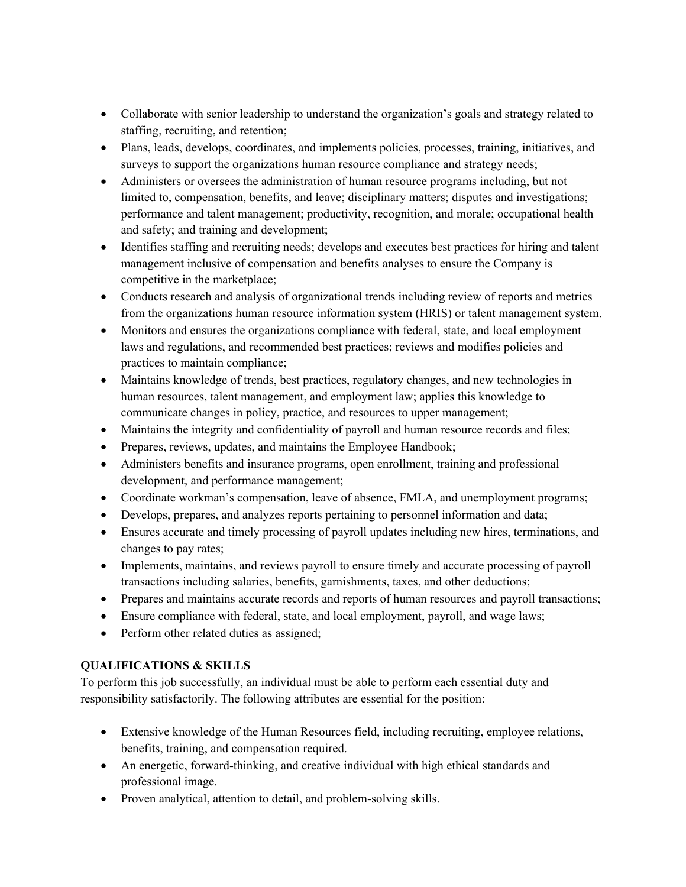- Collaborate with senior leadership to understand the organization's goals and strategy related to staffing, recruiting, and retention;
- Plans, leads, develops, coordinates, and implements policies, processes, training, initiatives, and surveys to support the organizations human resource compliance and strategy needs;
- Administers or oversees the administration of human resource programs including, but not limited to, compensation, benefits, and leave; disciplinary matters; disputes and investigations; performance and talent management; productivity, recognition, and morale; occupational health and safety; and training and development;
- Identifies staffing and recruiting needs; develops and executes best practices for hiring and talent management inclusive of compensation and benefits analyses to ensure the Company is competitive in the marketplace;
- Conducts research and analysis of organizational trends including review of reports and metrics from the organizations human resource information system (HRIS) or talent management system.
- Monitors and ensures the organizations compliance with federal, state, and local employment laws and regulations, and recommended best practices; reviews and modifies policies and practices to maintain compliance;
- Maintains knowledge of trends, best practices, regulatory changes, and new technologies in human resources, talent management, and employment law; applies this knowledge to communicate changes in policy, practice, and resources to upper management;
- Maintains the integrity and confidentiality of payroll and human resource records and files;
- Prepares, reviews, updates, and maintains the Employee Handbook;
- Administers benefits and insurance programs, open enrollment, training and professional development, and performance management;
- Coordinate workman's compensation, leave of absence, FMLA, and unemployment programs;
- Develops, prepares, and analyzes reports pertaining to personnel information and data;
- Ensures accurate and timely processing of payroll updates including new hires, terminations, and changes to pay rates;
- Implements, maintains, and reviews payroll to ensure timely and accurate processing of payroll transactions including salaries, benefits, garnishments, taxes, and other deductions;
- Prepares and maintains accurate records and reports of human resources and payroll transactions;
- Ensure compliance with federal, state, and local employment, payroll, and wage laws;
- Perform other related duties as assigned;

**QUALIFICATIONS & SKILLS**

To perform this job successfully, an individual must be able to perform each essential duty and responsibility satisfactorily. The following attributes are essential for the position:

- Extensive knowledge of the Human Resources field, including recruiting, employee relations, benefits, training, and compensation required.
- An energetic, forward-thinking, and creative individual with high ethical standards and professional image.
- Proven analytical, attention to detail, and problem-solving skills.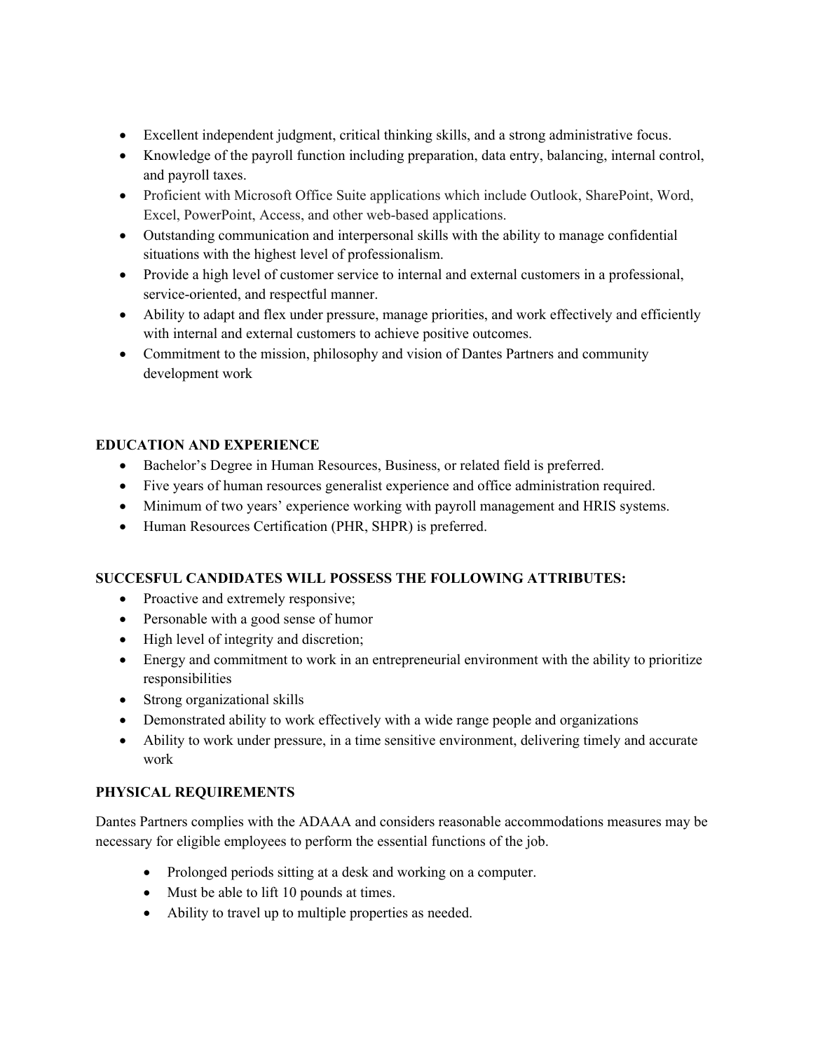- Excellent independent judgment, critical thinking skills, and a strong administrative focus.
- Knowledge of the payroll function including preparation, data entry, balancing, internal control, and payroll taxes.
- Proficient with Microsoft Office Suite applications which include Outlook, SharePoint, Word, Excel, PowerPoint, Access, and other web-based applications.
- Outstanding communication and interpersonal skills with the ability to manage confidential situations with the highest level of professionalism.
- Provide a high level of customer service to internal and external customers in a professional, service-oriented, and respectful manner.
- Ability to adapt and flex under pressure, manage priorities, and work effectively and efficiently with internal and external customers to achieve positive outcomes.
- Commitment to the mission, philosophy and vision of Dantes Partners and community development work

**EDUCATION AND EXPERIENCE**

- Bachelor's Degree in Human Resources, Business, or related field is preferred.
- Five years of human resources generalist experience and office administration required.
- Minimum of two years' experience working with payroll management and HRIS systems.
- Human Resources Certification (PHR, SHPR) is preferred.

**SUCCESFUL CANDIDATES WILL POSSESS THE FOLLOWING ATTRIBUTES:**

- Proactive and extremely responsive;
- Personable with a good sense of humor
- High level of integrity and discretion;
- Energy and commitment to work in an entrepreneurial environment with the ability to prioritize responsibilities
- Strong organizational skills
- Demonstrated ability to work effectively with a wide range people and organizations
- Ability to work under pressure, in a time sensitive environment, delivering timely and accurate work

**PHYSICAL REQUIREMENTS**

Dantes Partners complies with the ADAAA and considers reasonable accommodations measures may be necessary for eligible employees to perform the essential functions of the job.

- Prolonged periods sitting at a desk and working on a computer.
- Must be able to lift 10 pounds at times.
- Ability to travel up to multiple properties as needed.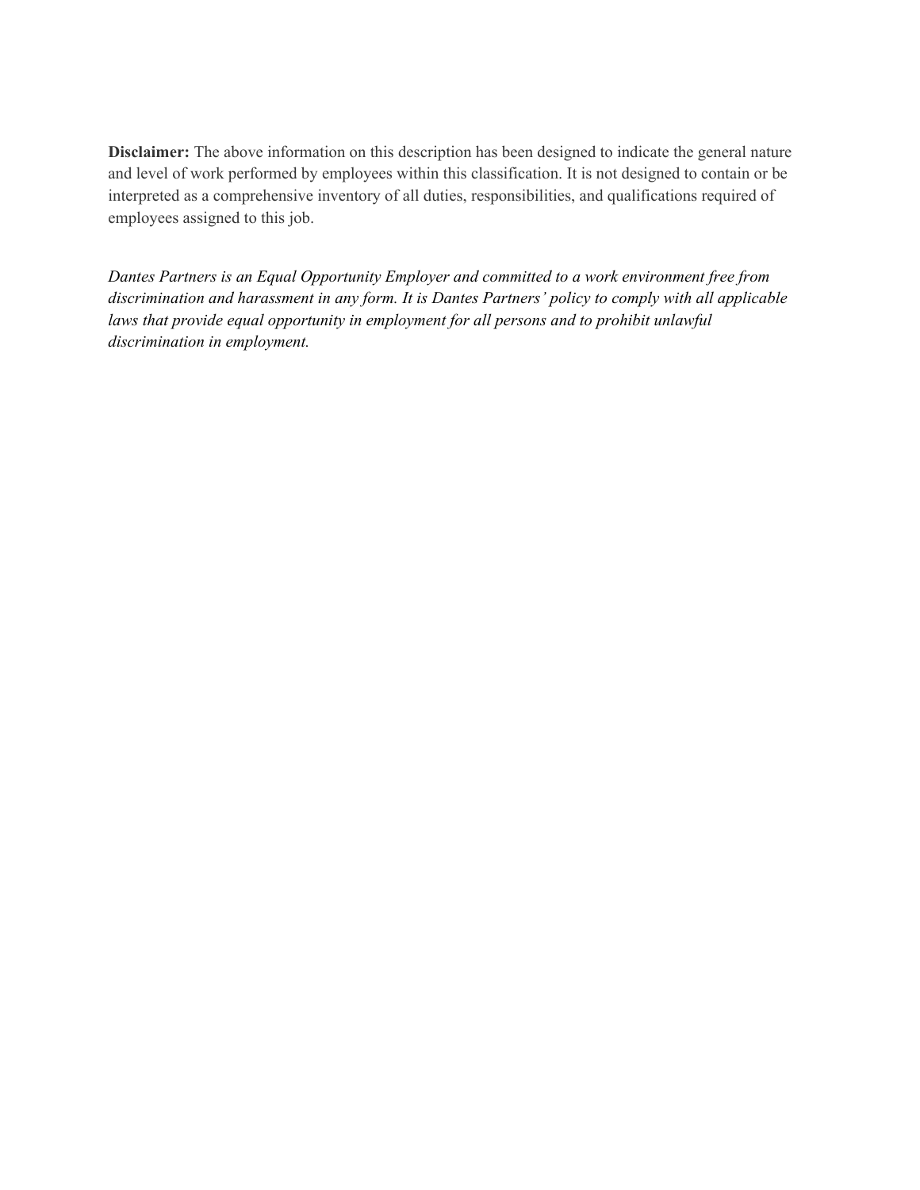**Disclaimer:** The above information on this description has been designed to indicate the general nature and level of work performed by employees within this classification. It is not designed to contain or be interpreted as a comprehensive inventory of all duties, responsibilities, and qualifications required of employees assigned to this job.

*Dantes Partners is an Equal Opportunity Employer and committed to a work environment free from discrimination and harassment in any form. It is Dantes Partners' policy to comply with all applicable laws that provide equal opportunity in employment for all persons and to prohibit unlawful discrimination in employment.*